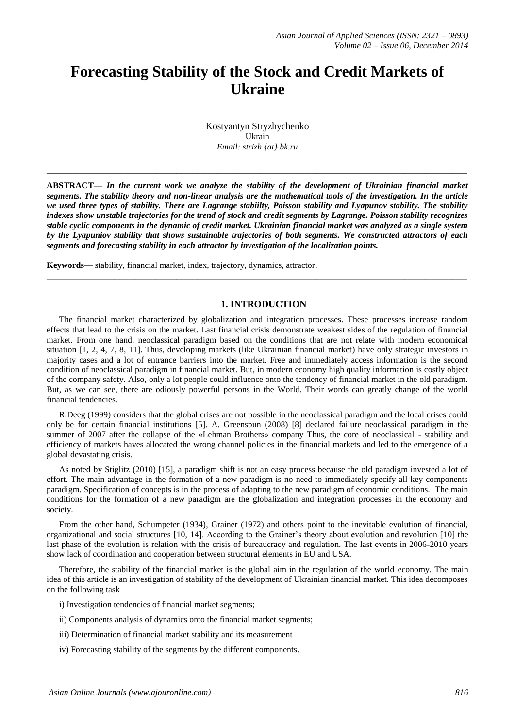# Forecasting Stability of the Stock and Credit Markets of Ukraine

Kostyantyn Stryzhychenko
Ukrain
*Email: strizh {at} bk.ru*

---

**ABSTRACT—** ***In the current work we analyze the stability of the development of Ukrainian financial market segments. The stability theory and non-linear analysis are the mathematical tools of the investigation. In the article we used three types of stability. There are Lagrange stabiilty, Poisson stability and Lyapunov stability. The stability indexes show unstable trajectories for the trend of stock and credit segments by Lagrange. Poisson stability recognizes stable cyclic components in the dynamic of credit market. Ukrainian financial market was analyzed as a single system by the Lyapuniov stability that shows sustainable trajectories of both segments. We constructed attractors of each segments and forecasting stability in each attractor by investigation of the localization points.***

**Keywords—** stability, financial market, index, trajectory, dynamics, attractor.

---

## 1. INTRODUCTION

The financial market characterized by globalization and integration processes. These processes increase random effects that lead to the crisis on the market. Last financial crisis demonstrate weakest sides of the regulation of financial market. From one hand, neoclassical paradigm based on the conditions that are not relate with modern economical situation [1, 2, 4, 7, 8, 11]. Thus, developing markets (like Ukrainian financial market) have only strategic investors in majority cases and a lot of entrance barriers into the market. Free and immediately access information is the second condition of neoclassical paradigm in financial market. But, in modern economy high quality information is costly object of the company safety. Also, only a lot people could influence onto the tendency of financial market in the old paradigm. But, as we can see, there are odiously powerful persons in the World. Their words can greatly change of the world financial tendencies.

R.Deeg (1999) considers that the global crises are not possible in the neoclassical paradigm and the local crises could only be for certain financial institutions [5]. A. Greenspun (2008) [8] declared failure neoclassical paradigm in the summer of 2007 after the collapse of the «Lehman Brothers» company Thus, the core of neoclassical - stability and efficiency of markets haves allocated the wrong channel policies in the financial markets and led to the emergence of a global devastating crisis.

As noted by Stiglitz (2010) [15], a paradigm shift is not an easy process because the old paradigm invested a lot of effort. The main advantage in the formation of a new paradigm is no need to immediately specify all key components paradigm. Specification of concepts is in the process of adapting to the new paradigm of economic conditions. The main conditions for the formation of a new paradigm are the globalization and integration processes in the economy and society.

From the other hand, Schumpeter (1934), Grainer (1972) and others point to the inevitable evolution of financial, organizational and social structures [10, 14]. According to the Grainer's theory about evolution and revolution [10] the last phase of the evolution is relation with the crisis of bureaucracy and regulation. The last events in 2006-2010 years show lack of coordination and cooperation between structural elements in EU and USA.

Therefore, the stability of the financial market is the global aim in the regulation of the world economy. The main idea of this article is an investigation of stability of the development of Ukrainian financial market. This idea decomposes on the following task

i) Investigation tendencies of financial market segments;

ii) Components analysis of dynamics onto the financial market segments;

iii) Determination of financial market stability and its measurement

iv) Forecasting stability of the segments by the different components.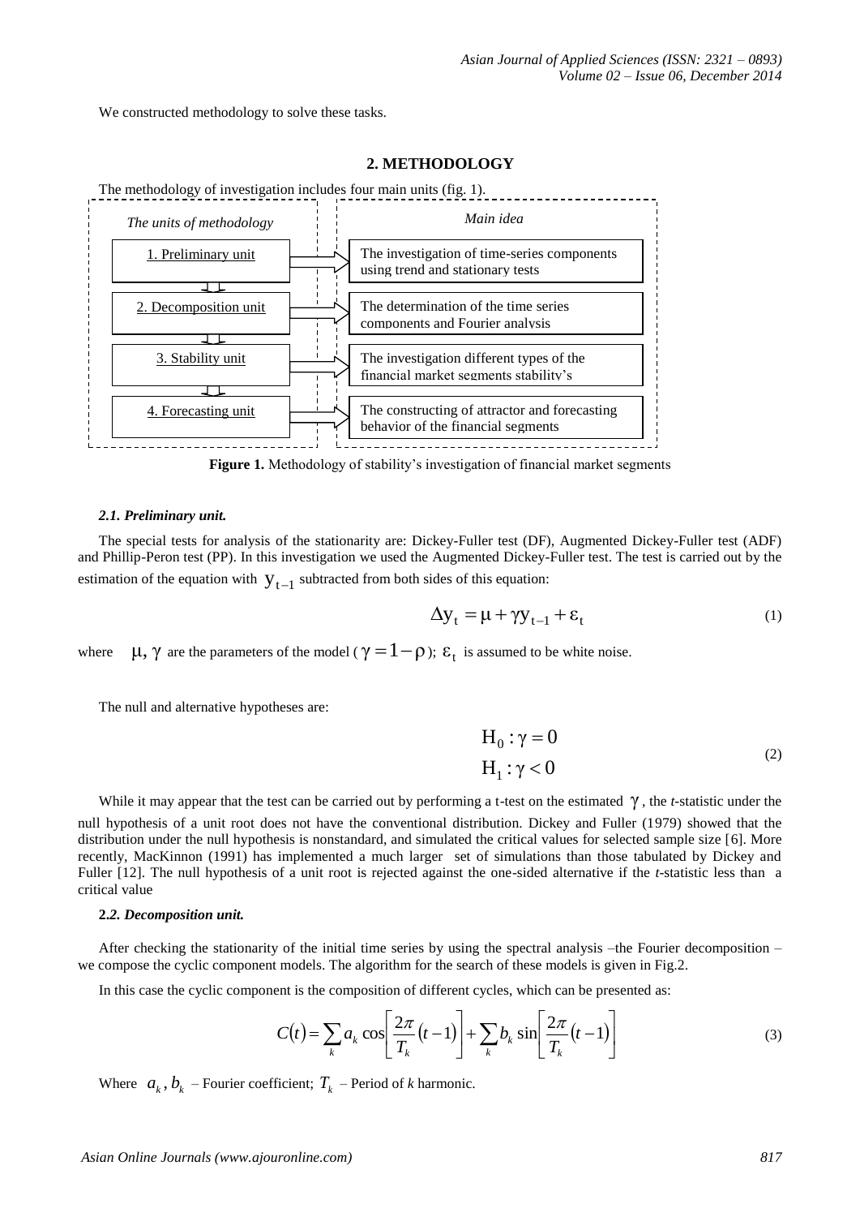We constructed methodology to solve these tasks.

## 2. METHODOLOGY

The methodology of investigation includes four main units (fig. 1).

| *The units of methodology* | *Main idea* |
| --- | --- |
| 1. Preliminary unit | The investigation of time-series components using trend and stationary tests |
| 2. Decomposition unit | The determination of the time series components and Fourier analysis |
| 3. Stability unit | The investigation different types of the financial market segments stability's |
| 4. Forecasting unit | The constructing of attractor and forecasting behavior of the financial segments |

**Figure 1.** Methodology of stability's investigation of financial market segments

### *2.1. Preliminary unit.*

The special tests for analysis of the stationarity are: Dickey-Fuller test (DF), Augmented Dickey-Fuller test (ADF) and Phillip-Peron test (PP). In this investigation we used the Augmented Dickey-Fuller test. The test is carried out by the estimation of the equation with $y_{t-1}$ subtracted from both sides of this equation:

$$\Delta y_t = \mu + \gamma y_{t-1} + \varepsilon_t \tag{1}$$

where $\mu, \gamma$ are the parameters of the model ($\gamma = 1 - \rho$); $\varepsilon_t$ is assumed to be white noise.

The null and alternative hypotheses are:

$$H_0 : \gamma = 0$$
$$H_1 : \gamma < 0 \tag{2}$$

While it may appear that the test can be carried out by performing a t-test on the estimated $\gamma$, the *t*-statistic under the null hypothesis of a unit root does not have the conventional distribution. Dickey and Fuller (1979) showed that the distribution under the null hypothesis is nonstandard, and simulated the critical values for selected sample size [6]. More recently, MacKinnon (1991) has implemented a much larger set of simulations than those tabulated by Dickey and Fuller [12]. The null hypothesis of a unit root is rejected against the one-sided alternative if the *t*-statistic less than a critical value

### **2.*2. Decomposition unit.***

After checking the stationarity of the initial time series by using the spectral analysis –the Fourier decomposition – we compose the cyclic component models. The algorithm for the search of these models is given in Fig.2.

In this case the cyclic component is the composition of different cycles, which can be presented as:

$$C(t) = \sum_k a_k \cos\left[\frac{2\pi}{T_k}(t-1)\right] + \sum_k b_k \sin\left[\frac{2\pi}{T_k}(t-1)\right] \tag{3}$$

Where $a_k, b_k$ – Fourier coefficient; $T_k$ – Period of *k* harmonic.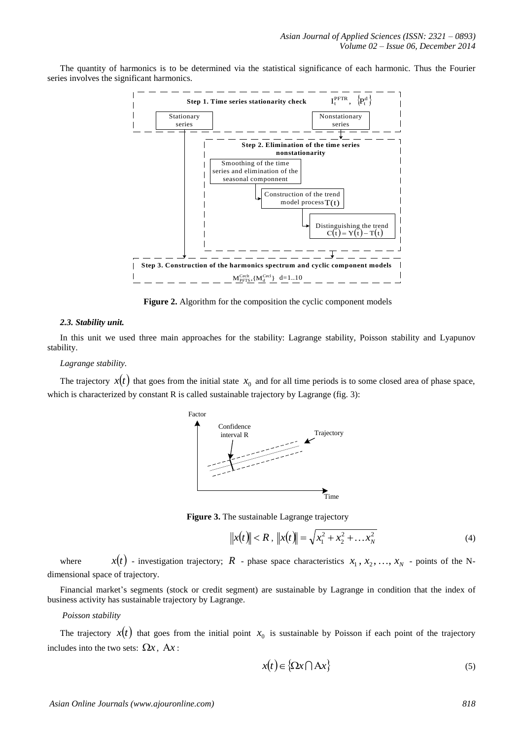The quantity of harmonics is to be determined via the statistical significance of each harmonic. Thus the Fourier series involves the significant harmonics.

**Figure 2.** Algorithm for the composition the cyclic component models

### *2.3. Stability unit.*

In this unit we used three main approaches for the stability: Lagrange stability, Poisson stability and Lyapunov stability.

*Lagrange stability.*

The trajectory $x(t)$ that goes from the initial state $x_0$ and for all time periods is to some closed area of phase space, which is characterized by constant R is called sustainable trajectory by Lagrange (fig. 3):

**Figure 3.** The sustainable Lagrange trajectory

$$\|x(t)\| < R\,,\ \|x(t)\| = \sqrt{x_1^2 + x_2^2 + \ldots x_N^2} \tag{4}$$

where $x(t)$ - investigation trajectory; $R$ - phase space characteristics $x_1, x_2, \ldots, x_N$ - points of the N-dimensional space of trajectory.

Financial market's segments (stock or credit segment) are sustainable by Lagrange in condition that the index of business activity has sustainable trajectory by Lagrange.

*Poisson stability*

The trajectory $x(t)$ that goes from the initial point $x_0$ is sustainable by Poisson if each point of the trajectory includes into the two sets: $\Omega x$, $\mathrm{A}x$:

$$x(t) \in \{\Omega x \cap \mathrm{A}x\} \tag{5}$$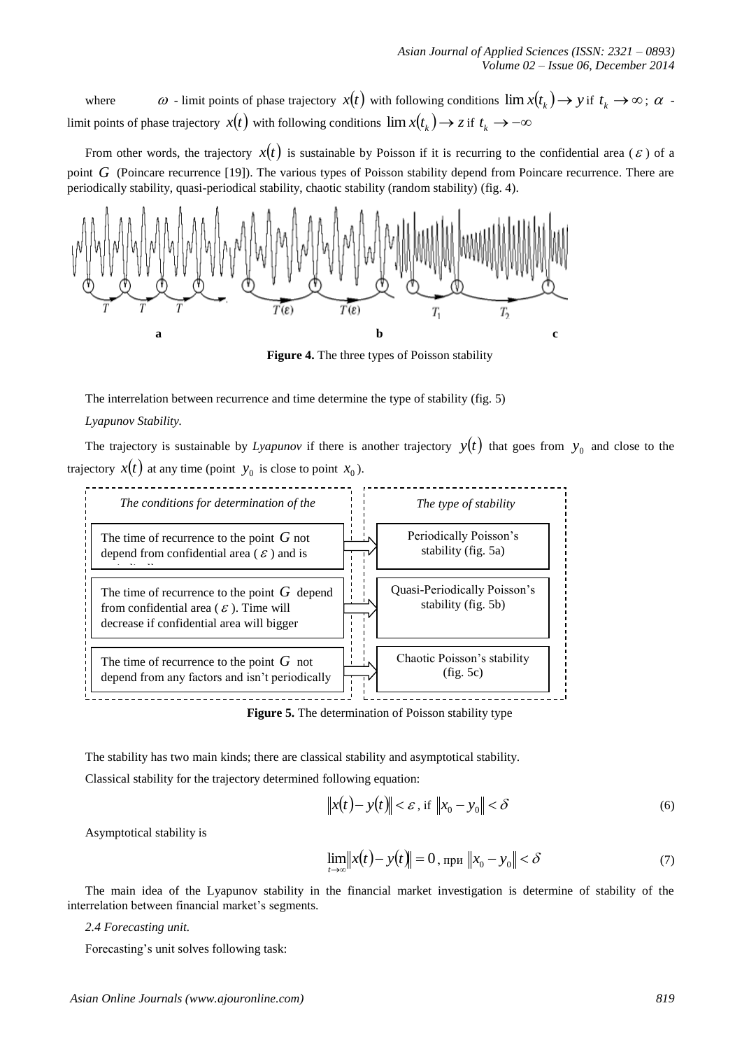where $\omega$ - limit points of phase trajectory $x(t)$ with following conditions $\lim x(t_k) \to y$ if $t_k \to \infty$; $\alpha$ - limit points of phase trajectory $x(t)$ with following conditions $\lim x(t_k) \to z$ if $t_k \to -\infty$

From other words, the trajectory $x(t)$ is sustainable by Poisson if it is recurring to the confidential area ($\varepsilon$) of a point $G$ (Poincare recurrence [19]). The various types of Poisson stability depend from Poincare recurrence. There are periodically stability, quasi-periodical stability, chaotic stability (random stability) (fig. 4).

**Figure 4.** The three types of Poisson stability

The interrelation between recurrence and time determine the type of stability (fig. 5)

*Lyapunov Stability.*

The trajectory is sustainable by *Lyapunov* if there is another trajectory $y(t)$ that goes from $y_0$ and close to the trajectory $x(t)$ at any time (point $y_0$ is close to point $x_0$).

| *The conditions for determination of the* | *The type of stability* |
| --- | --- |
| The time of recurrence to the point $G$ not depend from confidential area ($\varepsilon$) and is periodically | Periodically Poisson's stability (fig. 5a) |
| The time of recurrence to the point $G$ depend from confidential area ($\varepsilon$). Time will decrease if confidential area will bigger | Quasi-Periodically Poisson's stability (fig. 5b) |
| The time of recurrence to the point $G$ not depend from any factors and isn't periodically | Chaotic Poisson's stability (fig. 5c) |

**Figure 5.** The determination of Poisson stability type

The stability has two main kinds; there are classical stability and asymptotical stability.

Classical stability for the trajectory determined following equation:

$$\|x(t) - y(t)\| < \varepsilon \text{, if } \|x_0 - y_0\| < \delta \tag{6}$$

Asymptotical stability is

$$\lim_{t \to \infty} \|x(t) - y(t)\| = 0 \text{, при } \|x_0 - y_0\| < \delta \tag{7}$$

The main idea of the Lyapunov stability in the financial market investigation is determine of stability of the interrelation between financial market's segments.

*2.4 Forecasting unit.*

Forecasting's unit solves following task: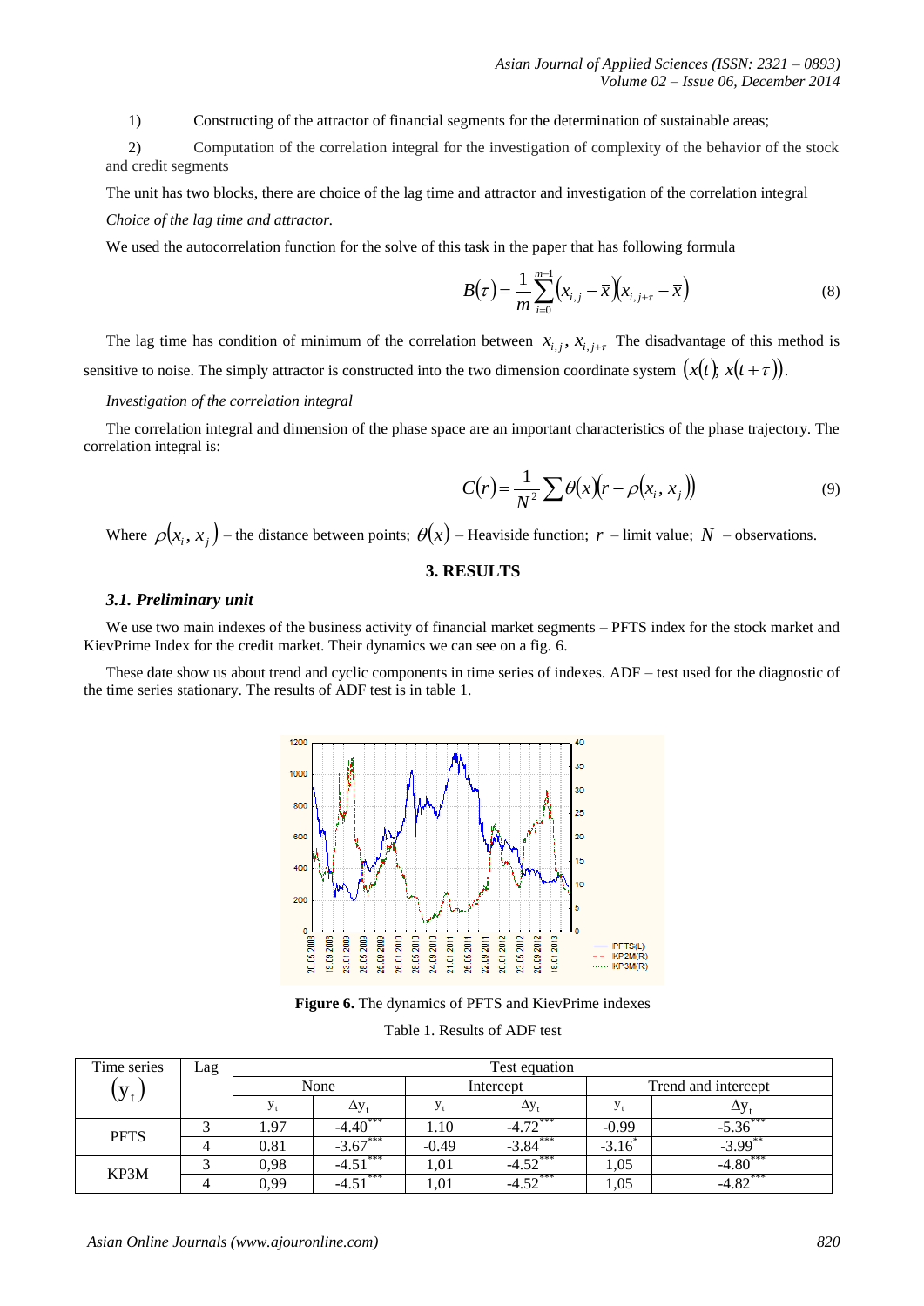1) Constructing of the attractor of financial segments for the determination of sustainable areas;

2) Computation of the correlation integral for the investigation of complexity of the behavior of the stock and credit segments

The unit has two blocks, there are choice of the lag time and attractor and investigation of the correlation integral

*Choice of the lag time and attractor.*

We used the autocorrelation function for the solve of this task in the paper that has following formula

$$B(\tau) = \frac{1}{m}\sum_{i=0}^{m-1}\left(x_{i,j} - \bar{x}\right)\left(x_{i,j+\tau} - \bar{x}\right) \tag{8}$$

The lag time has condition of minimum of the correlation between $x_{i,j}$, $x_{i,j+\tau}$ The disadvantage of this method is sensitive to noise. The simply attractor is constructed into the two dimension coordinate system $(x(t); x(t+\tau))$.

*Investigation of the correlation integral*

The correlation integral and dimension of the phase space are an important characteristics of the phase trajectory. The correlation integral is:

$$C(r) = \frac{1}{N^2}\sum \theta(x)\left(r - \rho(x_i, x_j)\right) \tag{9}$$

Where $\rho(x_i, x_j)$ – the distance between points; $\theta(x)$ – Heaviside function; $r$ – limit value; $N$ – observations.

## 3. RESULTS

### 3.1. Preliminary unit

We use two main indexes of the business activity of financial market segments – PFTS index for the stock market and KievPrime Index for the credit market. Their dynamics we can see on a fig. 6.

These date show us about trend and cyclic components in time series of indexes. ADF – test used for the diagnostic of the time series stationary. The results of ADF test is in table 1.

**Figure 6.** The dynamics of PFTS and KievPrime indexes

Table 1. Results of ADF test

| Time series $(y_t)$ | Lag | Test equation | | | | | |
|---|---|---|---|---|---|---|---|
| | | None | | Intercept | | Trend and intercept | |
| | | $y_t$ | $\Delta y_t$ | $y_t$ | $\Delta y_t$ | $y_t$ | $\Delta y_t$ |
| PFTS | 3 | 1.97 | $-4.40^{***}$ | 1.10 | $-4.72^{***}$ | -0.99 | $-5.36^{***}$ |
| | 4 | 0.81 | $-3.67^{***}$ | -0.49 | $-3.84^{***}$ | $-3.16^{*}$ | $-3.99^{**}$ |
| KP3M | 3 | 0,98 | $-4.51^{***}$ | 1,01 | $-4.52^{***}$ | 1,05 | $-4.80^{***}$ |
| | 4 | 0,99 | $-4.51^{***}$ | 1,01 | $-4.52^{***}$ | 1,05 | $-4.82^{***}$ |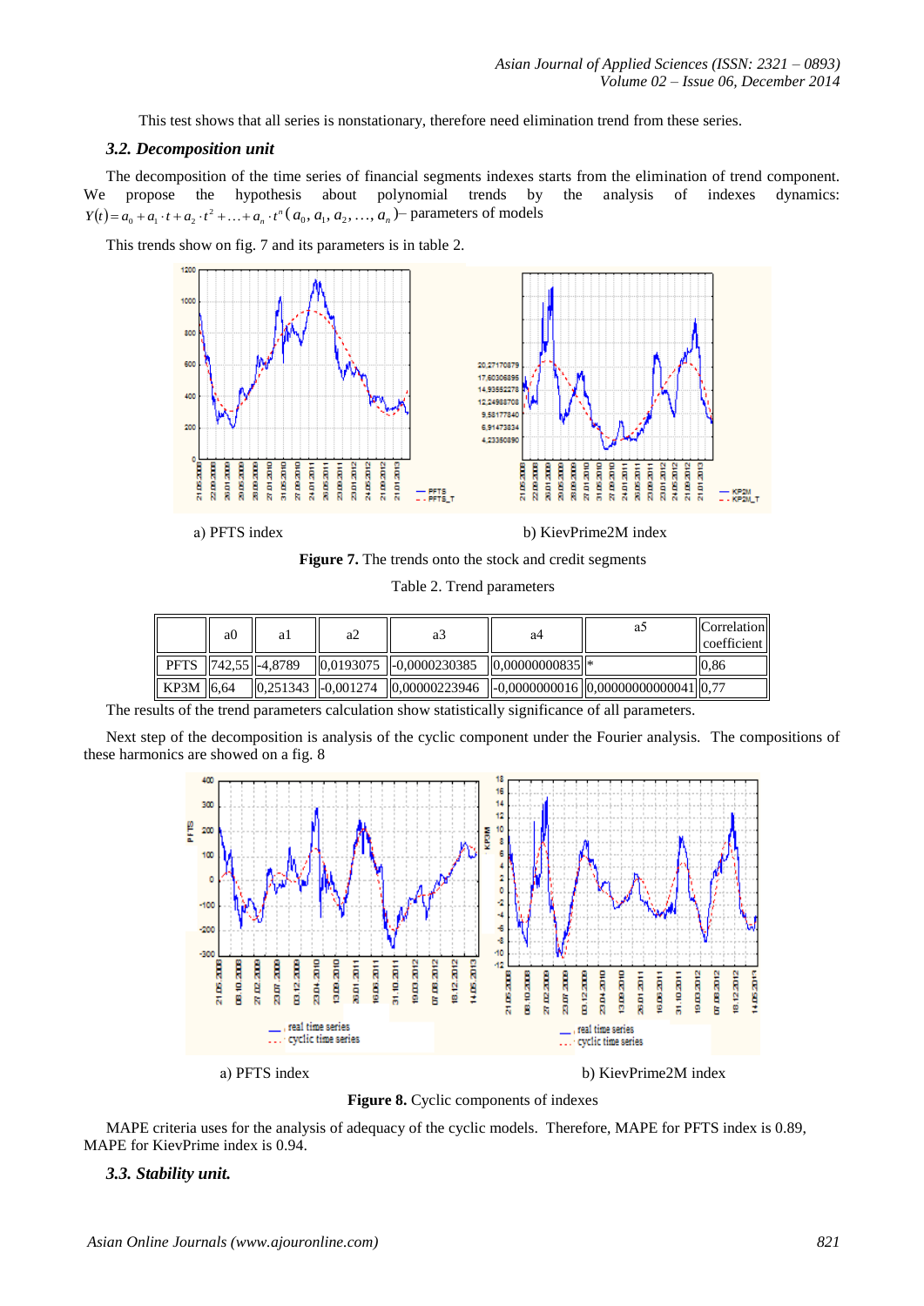This test shows that all series is nonstationary, therefore need elimination trend from these series.

### *3.2. Decomposition unit*

The decomposition of the time series of financial segments indexes starts from the elimination of trend component. We propose the hypothesis about polynomial trends by the analysis of indexes dynamics: $Y(t) = a_0 + a_1 \cdot t + a_2 \cdot t^2 + \ldots + a_n \cdot t^n$ ($a_0, a_1, a_2, \ldots, a_n$)– parameters of models

This trends show on fig. 7 and its parameters is in table 2.

a) PFTS index

b) KievPrime2M index

**Figure 7.** The trends onto the stock and credit segments

Table 2. Trend parameters

| | a0 | a1 | a2 | a3 | a4 | a5 | Correlation coefficient |
|---|---|---|---|---|---|---|---|
| PFTS | 742,55 | -4,8789 | 0,0193075 | -0,0000230385 | 0,00000000835 | * | 0,86 |
| KP3M | 6,64 | 0,251343 | -0,001274 | 0,00000223946 | -0,0000000016 | 0,00000000000041 | 0,77 |

The results of the trend parameters calculation show statistically significance of all parameters.

Next step of the decomposition is analysis of the cyclic component under the Fourier analysis. The compositions of these harmonics are showed on a fig. 8

a) PFTS index

b) KievPrime2M index

**Figure 8.** Cyclic components of indexes

MAPE criteria uses for the analysis of adequacy of the cyclic models. Therefore, MAPE for PFTS index is 0.89, MAPE for KievPrime index is 0.94.

### *3.3. Stability unit.*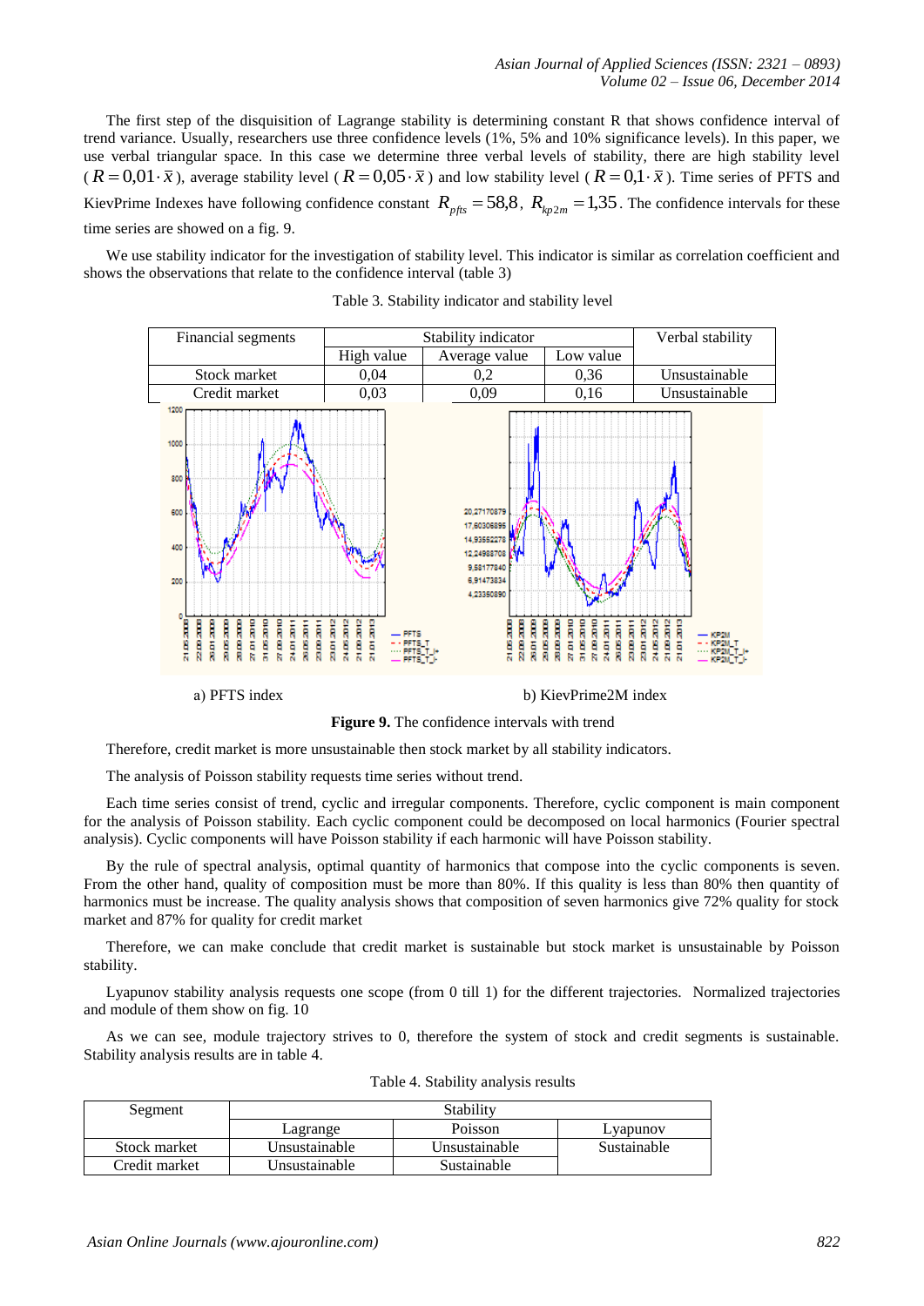The first step of the disquisition of Lagrange stability is determining constant R that shows confidence interval of trend variance. Usually, researchers use three confidence levels (1%, 5% and 10% significance levels). In this paper, we use verbal triangular space. In this case we determine three verbal levels of stability, there are high stability level ($R = 0{,}01 \cdot \bar{x}$), average stability level ($R = 0{,}05 \cdot \bar{x}$) and low stability level ($R = 0{,}1 \cdot \bar{x}$). Time series of PFTS and KievPrime Indexes have following confidence constant $R_{pfts} = 58{,}8$, $R_{kp2m} = 1{,}35$. The confidence intervals for these time series are showed on a fig. 9.

We use stability indicator for the investigation of stability level. This indicator is similar as correlation coefficient and shows the observations that relate to the confidence interval (table 3)

Table 3. Stability indicator and stability level

| Financial segments | Stability indicator | | | Verbal stability |
|---|---|---|---|---|
| | High value | Average value | Low value | |
| Stock market | 0,04 | 0,2 | 0,36 | Unsustainable |
| Credit market | 0,03 | 0,09 | 0,16 | Unsustainable |

a) PFTS index b) KievPrime2M index

**Figure 9.** The confidence intervals with trend

Therefore, credit market is more unsustainable then stock market by all stability indicators.

The analysis of Poisson stability requests time series without trend.

Each time series consist of trend, cyclic and irregular components. Therefore, cyclic component is main component for the analysis of Poisson stability. Each cyclic component could be decomposed on local harmonics (Fourier spectral analysis). Cyclic components will have Poisson stability if each harmonic will have Poisson stability.

By the rule of spectral analysis, optimal quantity of harmonics that compose into the cyclic components is seven. From the other hand, quality of composition must be more than 80%. If this quality is less than 80% then quantity of harmonics must be increase. The quality analysis shows that composition of seven harmonics give 72% quality for stock market and 87% for quality for credit market

Therefore, we can make conclude that credit market is sustainable but stock market is unsustainable by Poisson stability.

Lyapunov stability analysis requests one scope (from 0 till 1) for the different trajectories. Normalized trajectories and module of them show on fig. 10

As we can see, module trajectory strives to 0, therefore the system of stock and credit segments is sustainable. Stability analysis results are in table 4.

Table 4. Stability analysis results

| Segment | Stability | | |
|---|---|---|---|
| | Lagrange | Poisson | Lyapunov |
| Stock market | Unsustainable | Unsustainable | Sustainable |
| Credit market | Unsustainable | Sustainable | |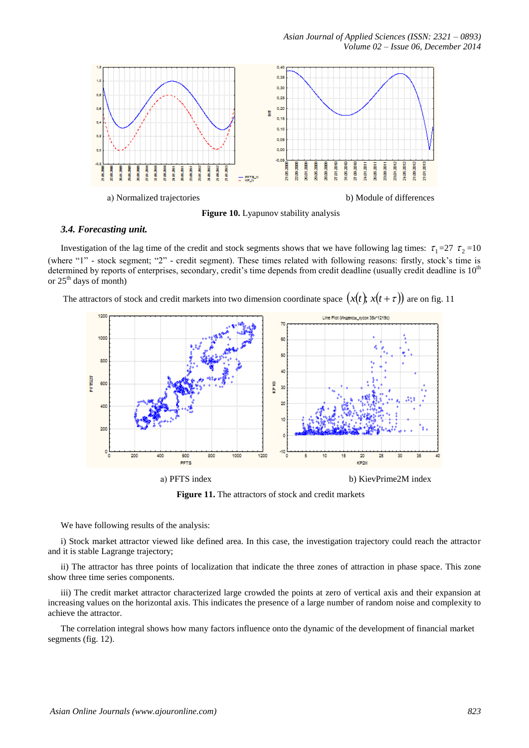a) Normalized trajectories

b) Module of differences

**Figure 10.** Lyapunov stability analysis

### *3.4. Forecasting unit.*

Investigation of the lag time of the credit and stock segments shows that we have following lag times: $\tau_1 = 27$ $\tau_2 = 10$ (where "1" - stock segment; "2" - credit segment). These times related with following reasons: firstly, stock's time is determined by reports of enterprises, secondary, credit's time depends from credit deadline (usually credit deadline is 10[th] or 25[th] days of month)

The attractors of stock and credit markets into two dimension coordinate space $(x(t);\, x(t+\tau))$ are on fig. 11

a) PFTS index

b) KievPrime2M index

**Figure 11.** The attractors of stock and credit markets

We have following results of the analysis:

i) Stock market attractor viewed like defined area. In this case, the investigation trajectory could reach the attractor and it is stable Lagrange trajectory;

ii) The attractor has three points of localization that indicate the three zones of attraction in phase space. This zone show three time series components.

iii) The credit market attractor characterized large crowded the points at zero of vertical axis and their expansion at increasing values on the horizontal axis. This indicates the presence of a large number of random noise and complexity to achieve the attractor.

The correlation integral shows how many factors influence onto the dynamic of the development of financial market segments (fig. 12).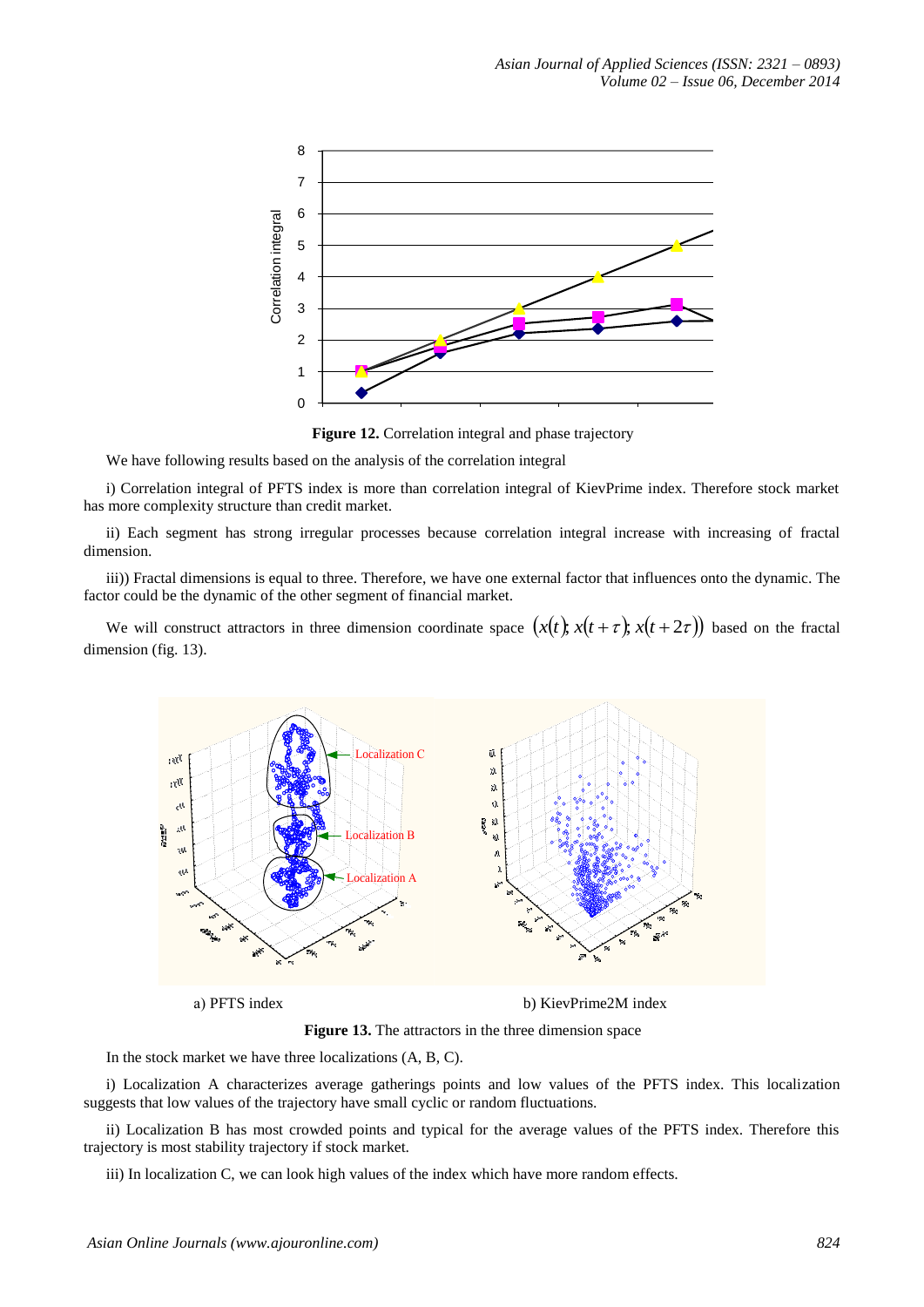**Figure 12.** Correlation integral and phase trajectory

We have following results based on the analysis of the correlation integral

i) Correlation integral of PFTS index is more than correlation integral of KievPrime index. Therefore stock market has more complexity structure than credit market.

ii) Each segment has strong irregular processes because correlation integral increase with increasing of fractal dimension.

iii)) Fractal dimensions is equal to three. Therefore, we have one external factor that influences onto the dynamic. The factor could be the dynamic of the other segment of financial market.

We will construct attractors in three dimension coordinate space $(x(t); x(t+\tau); x(t+2\tau))$ based on the fractal dimension (fig. 13).

a) PFTS index

b) KievPrime2M index

**Figure 13.** The attractors in the three dimension space

In the stock market we have three localizations (A, B, C).

i) Localization A characterizes average gatherings points and low values of the PFTS index. This localization suggests that low values of the trajectory have small cyclic or random fluctuations.

ii) Localization B has most crowded points and typical for the average values of the PFTS index. Therefore this trajectory is most stability trajectory if stock market.

iii) In localization C, we can look high values of the index which have more random effects.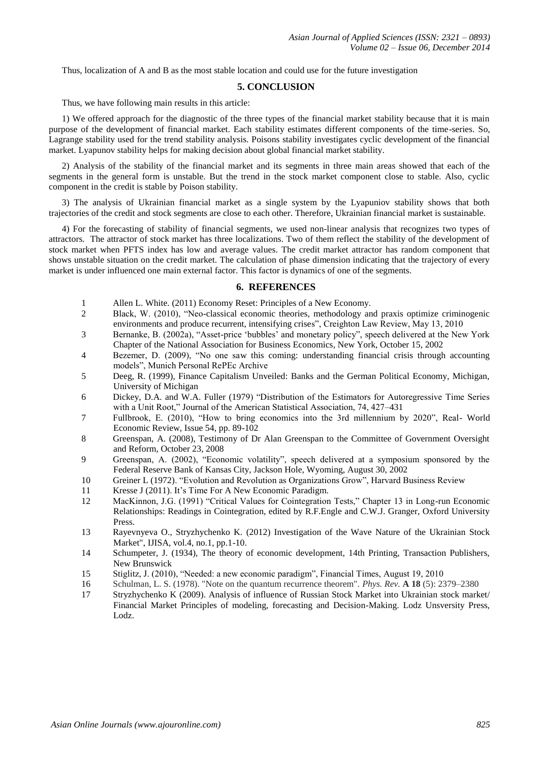Thus, localization of A and B as the most stable location and could use for the future investigation

## 5. CONCLUSION

Thus, we have following main results in this article:

1) We offered approach for the diagnostic of the three types of the financial market stability because that it is main purpose of the development of financial market. Each stability estimates different components of the time-series. So, Lagrange stability used for the trend stability analysis. Poisons stability investigates cyclic development of the financial market. Lyapunov stability helps for making decision about global financial market stability.

2) Analysis of the stability of the financial market and its segments in three main areas showed that each of the segments in the general form is unstable. But the trend in the stock market component close to stable. Also, cyclic component in the credit is stable by Poison stability.

3) The analysis of Ukrainian financial market as a single system by the Lyapuniov stability shows that both trajectories of the credit and stock segments are close to each other. Therefore, Ukrainian financial market is sustainable.

4) For the forecasting of stability of financial segments, we used non-linear analysis that recognizes two types of attractors. The attractor of stock market has three localizations. Two of them reflect the stability of the development of stock market when PFTS index has low and average values. The credit market attractor has random component that shows unstable situation on the credit market. The calculation of phase dimension indicating that the trajectory of every market is under influenced one main external factor. This factor is dynamics of one of the segments.

## 6. REFERENCES

1. Allen L. White. (2011) Economy Reset: Principles of a New Economy.
2. Black, W. (2010), "Neo-classical economic theories, methodology and praxis optimize criminogenic environments and produce recurrent, intensifying crises", Creighton Law Review, May 13, 2010
3. Bernanke, B. (2002a), "Asset-price 'bubbles' and monetary policy", speech delivered at the New York Chapter of the National Association for Business Economics, New York, October 15, 2002
4. Bezemer, D. (2009), "No one saw this coming: understanding financial crisis through accounting models", Munich Personal RePEc Archive
5. Deeg, R. (1999), Finance Capitalism Unveiled: Banks and the German Political Economy, Michigan, University of Michigan
6. Dickey, D.A. and W.A. Fuller (1979) "Distribution of the Estimators for Autoregressive Time Series with a Unit Root," Journal of the American Statistical Association, 74, 427–431
7. Fullbrook, E. (2010), "How to bring economics into the 3rd millennium by 2020", Real- World Economic Review, Issue 54, pp. 89-102
8. Greenspan, A. (2008), Testimony of Dr Alan Greenspan to the Committee of Government Oversight and Reform, October 23, 2008
9. Greenspan, A. (2002), "Economic volatility", speech delivered at a symposium sponsored by the Federal Reserve Bank of Kansas City, Jackson Hole, Wyoming, August 30, 2002
10. Greiner L (1972). "Evolution and Revolution as Organizations Grow", Harvard Business Review
11. Kresse J (2011). It's Time For A New Economic Paradigm.
12. MacKinnon, J.G. (1991) "Critical Values for Cointegration Tests," Chapter 13 in Long-run Economic Relationships: Readings in Cointegration, edited by R.F.Engle and C.W.J. Granger, Oxford University Press.
13. Rayevnyeva O., Stryzhychenko K. (2012) Investigation of the Wave Nature of the Ukrainian Stock Market", IJISA, vol.4, no.1, pp.1-10.
14. Schumpeter, J. (1934), The theory of economic development, 14th Printing, Transaction Publishers, New Brunswick
15. Stiglitz, J. (2010), "Needed: a new economic paradigm", Financial Times, August 19, 2010
16. Schulman, L. S. (1978). "Note on the quantum recurrence theorem". *Phys. Rev.* **A 18** (5): 2379–2380
17. Stryzhychenko K (2009). Analysis of influence of Russian Stock Market into Ukrainian stock market/ Financial Market Principles of modeling, forecasting and Decision-Making. Lodz Unsversity Press, Lodz.